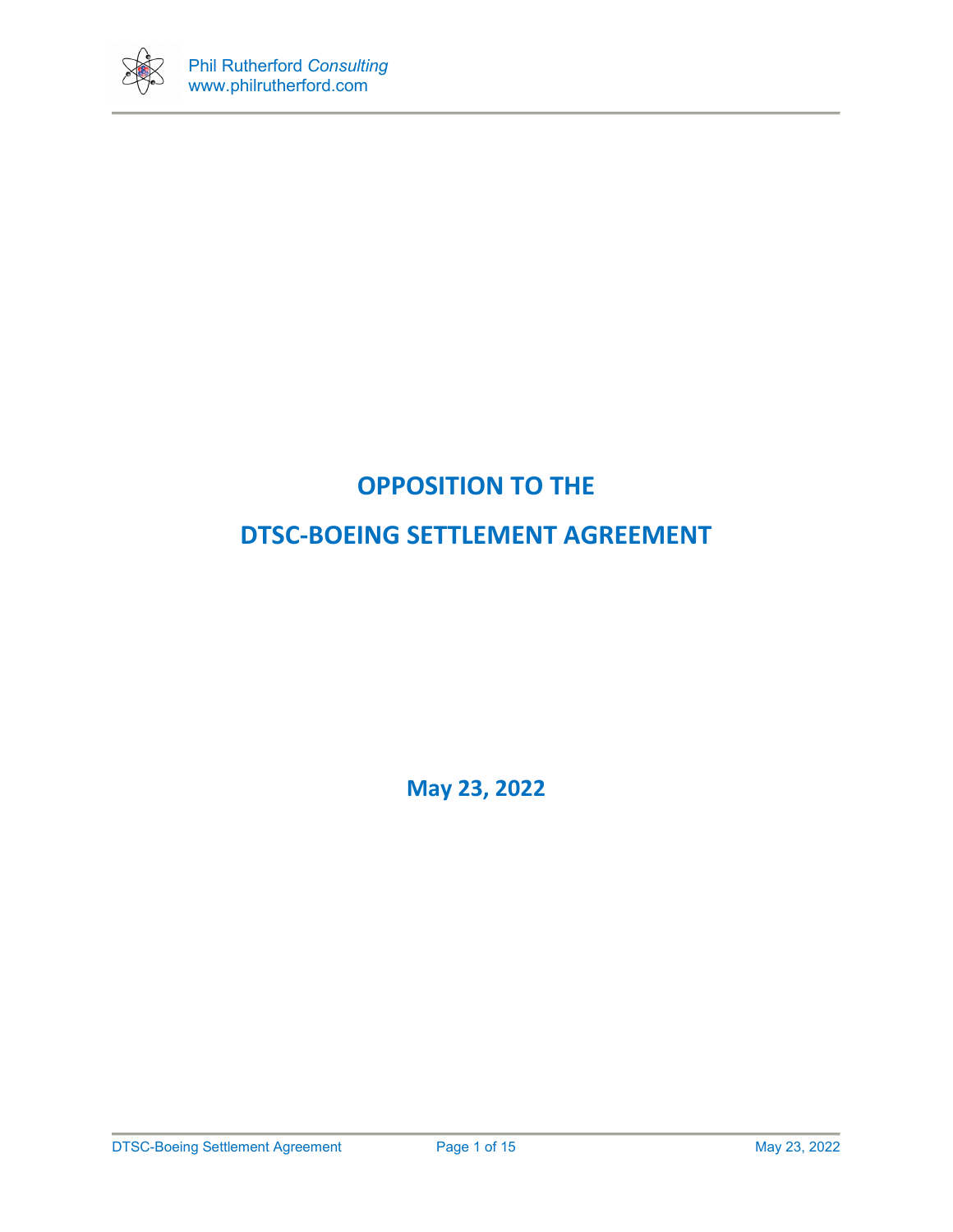# OPPOSITION TO THE

# DTSC-BOEING SETTLEMENT AGREEMENT

**May 23, 2022**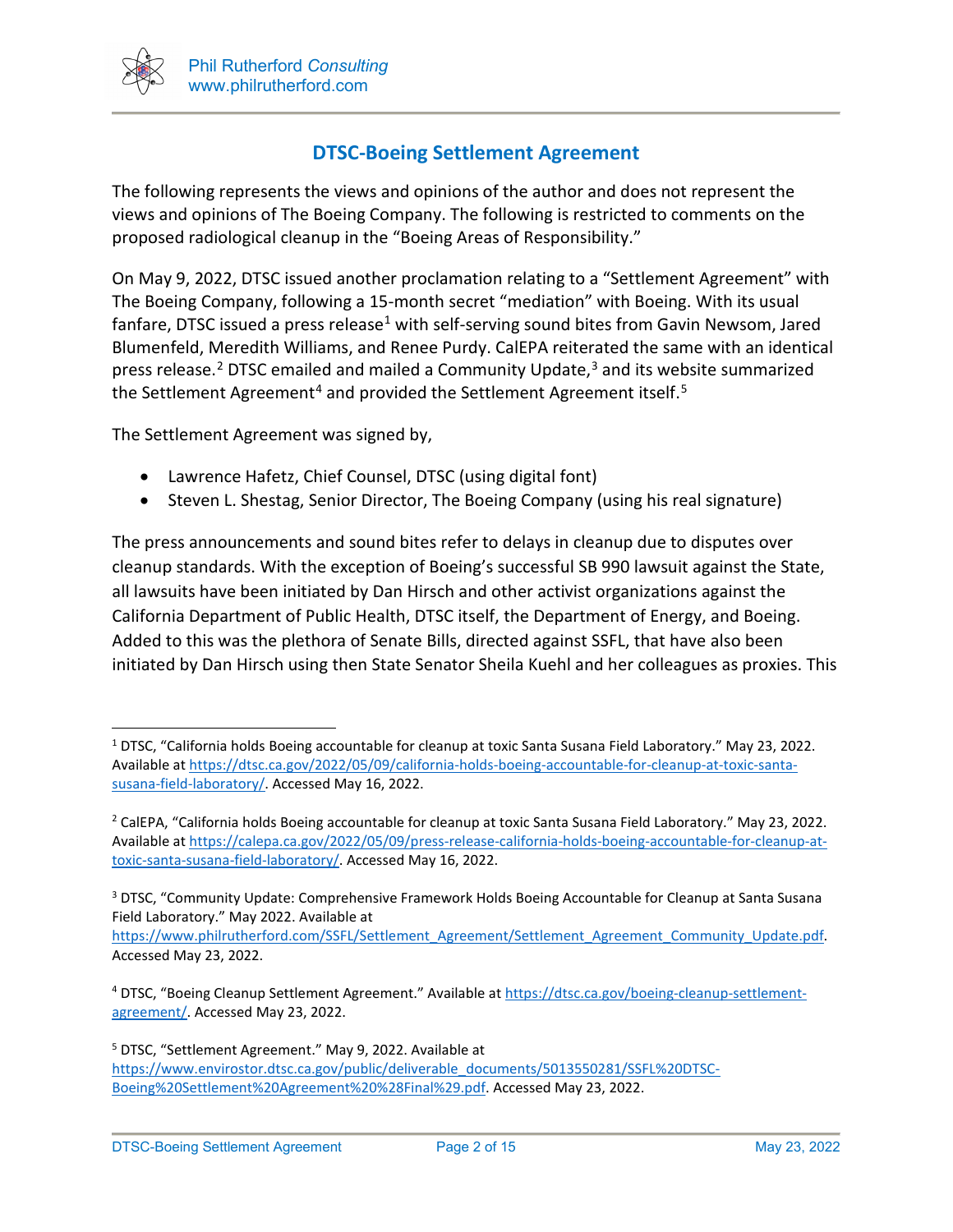## DTSC-Boeing Settlement Agreement

The following represents the views and opinions of the author and does not represent the views and opinions of The Boeing Company. The following is restricted to comments on the proposed radiological cleanup in the "Boeing Areas of Responsibility."

On May 9, 2022, DTSC issued another proclamation relating to a "Settlement Agreement" with The Boeing Company, following a 15-month secret "mediation" with Boeing. With its usual fanfare, DTSC issued a press release[1] with self-serving sound bites from Gavin Newsom, Jared Blumenfeld, Meredith Williams, and Renee Purdy. CalEPA reiterated the same with an identical press release.[2] DTSC emailed and mailed a Community Update,[3] and its website summarized the Settlement Agreement[4] and provided the Settlement Agreement itself.[5]

The Settlement Agreement was signed by,

- Lawrence Hafetz, Chief Counsel, DTSC (using digital font)
- Steven L. Shestag, Senior Director, The Boeing Company (using his real signature)

The press announcements and sound bites refer to delays in cleanup due to disputes over cleanup standards. With the exception of Boeing's successful SB 990 lawsuit against the State, all lawsuits have been initiated by Dan Hirsch and other activist organizations against the California Department of Public Health, DTSC itself, the Department of Energy, and Boeing. Added to this was the plethora of Senate Bills, directed against SSFL, that have also been initiated by Dan Hirsch using then State Senator Sheila Kuehl and her colleagues as proxies. This

---

[1] DTSC, "California holds Boeing accountable for cleanup at toxic Santa Susana Field Laboratory." May 23, 2022. Available at https://dtsc.ca.gov/2022/05/09/california-holds-boeing-accountable-for-cleanup-at-toxic-santa-susana-field-laboratory/. Accessed May 16, 2022.

[2] CalEPA, "California holds Boeing accountable for cleanup at toxic Santa Susana Field Laboratory." May 23, 2022. Available at https://calepa.ca.gov/2022/05/09/press-release-california-holds-boeing-accountable-for-cleanup-at-toxic-santa-susana-field-laboratory/. Accessed May 16, 2022.

[3] DTSC, "Community Update: Comprehensive Framework Holds Boeing Accountable for Cleanup at Santa Susana Field Laboratory." May 2022. Available at https://www.philrutherford.com/SSFL/Settlement_Agreement/Settlement_Agreement_Community_Update.pdf. Accessed May 23, 2022.

[4] DTSC, "Boeing Cleanup Settlement Agreement." Available at https://dtsc.ca.gov/boeing-cleanup-settlement-agreement/. Accessed May 23, 2022.

[5] DTSC, "Settlement Agreement." May 9, 2022. Available at https://www.envirostor.dtsc.ca.gov/public/deliverable_documents/5013550281/SSFL%20DTSC-Boeing%20Settlement%20Agreement%20%28Final%29.pdf. Accessed May 23, 2022.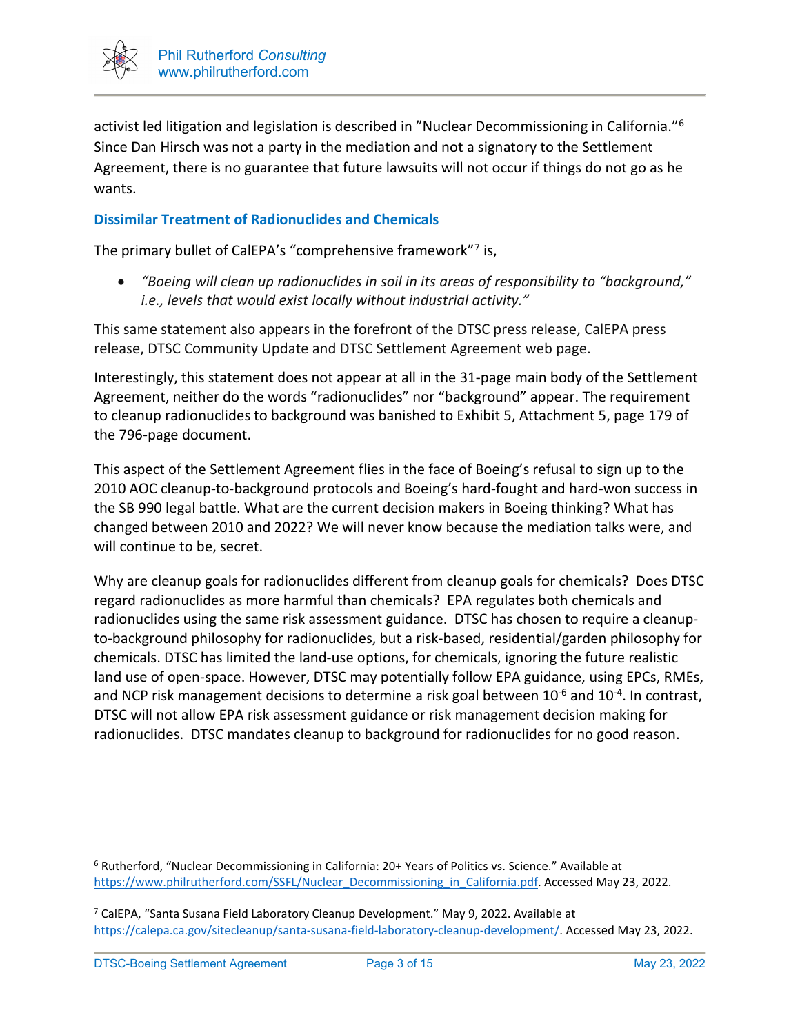activist led litigation and legislation is described in "Nuclear Decommissioning in California."[6] Since Dan Hirsch was not a party in the mediation and not a signatory to the Settlement Agreement, there is no guarantee that future lawsuits will not occur if things do not go as he wants.

### Dissimilar Treatment of Radionuclides and Chemicals

The primary bullet of CalEPA's "comprehensive framework"[7] is,

- *"Boeing will clean up radionuclides in soil in its areas of responsibility to "background," i.e., levels that would exist locally without industrial activity."*

This same statement also appears in the forefront of the DTSC press release, CalEPA press release, DTSC Community Update and DTSC Settlement Agreement web page.

Interestingly, this statement does not appear at all in the 31-page main body of the Settlement Agreement, neither do the words "radionuclides" nor "background" appear. The requirement to cleanup radionuclides to background was banished to Exhibit 5, Attachment 5, page 179 of the 796-page document.

This aspect of the Settlement Agreement flies in the face of Boeing's refusal to sign up to the 2010 AOC cleanup-to-background protocols and Boeing's hard-fought and hard-won success in the SB 990 legal battle. What are the current decision makers in Boeing thinking? What has changed between 2010 and 2022? We will never know because the mediation talks were, and will continue to be, secret.

Why are cleanup goals for radionuclides different from cleanup goals for chemicals? Does DTSC regard radionuclides as more harmful than chemicals? EPA regulates both chemicals and radionuclides using the same risk assessment guidance. DTSC has chosen to require a cleanup-to-background philosophy for radionuclides, but a risk-based, residential/garden philosophy for chemicals. DTSC has limited the land-use options, for chemicals, ignoring the future realistic land use of open-space. However, DTSC may potentially follow EPA guidance, using EPCs, RMEs, and NCP risk management decisions to determine a risk goal between $10^{-6}$ and $10^{-4}$. In contrast, DTSC will not allow EPA risk assessment guidance or risk management decision making for radionuclides. DTSC mandates cleanup to background for radionuclides for no good reason.

---

[6] Rutherford, "Nuclear Decommissioning in California: 20+ Years of Politics vs. Science." Available at https://www.philrutherford.com/SSFL/Nuclear_Decommissioning_in_California.pdf. Accessed May 23, 2022.

[7] CalEPA, "Santa Susana Field Laboratory Cleanup Development." May 9, 2022. Available at https://calepa.ca.gov/sitecleanup/santa-susana-field-laboratory-cleanup-development/. Accessed May 23, 2022.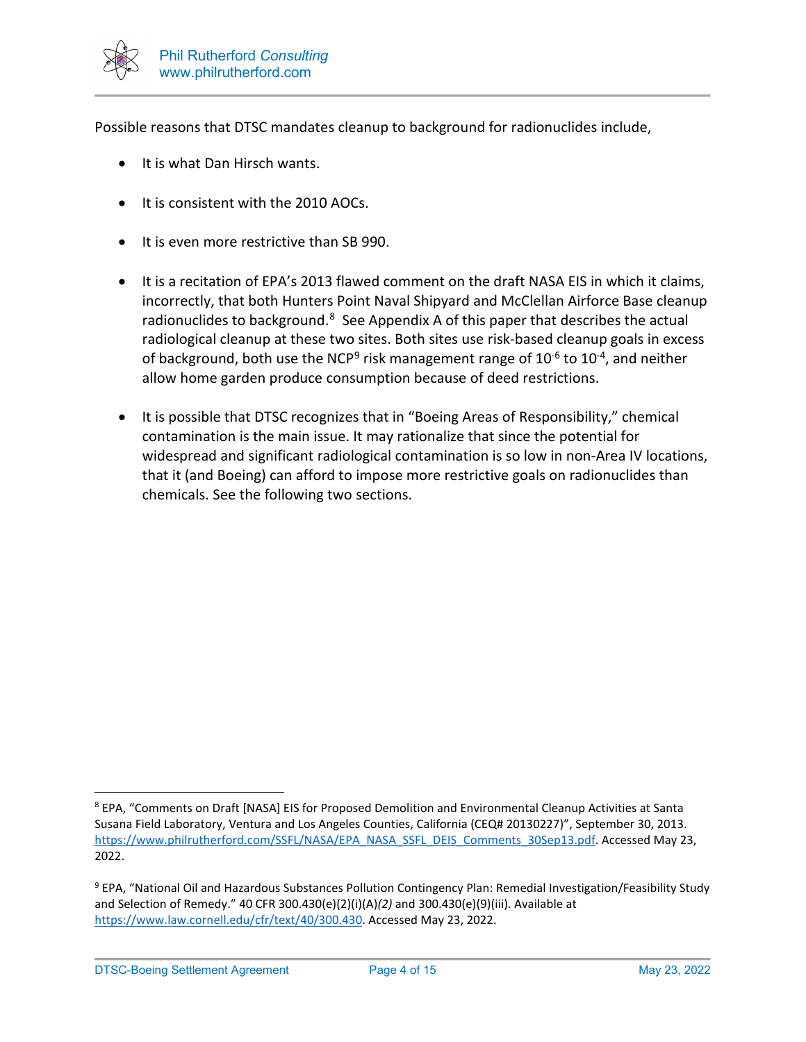Possible reasons that DTSC mandates cleanup to background for radionuclides include,

- It is what Dan Hirsch wants.

- It is consistent with the 2010 AOCs.

- It is even more restrictive than SB 990.

- It is a recitation of EPA's 2013 flawed comment on the draft NASA EIS in which it claims, incorrectly, that both Hunters Point Naval Shipyard and McClellan Airforce Base cleanup radionuclides to background.[8] See Appendix A of this paper that describes the actual radiological cleanup at these two sites. Both sites use risk-based cleanup goals in excess of background, both use the NCP[9] risk management range of $10^{-6}$ to $10^{-4}$, and neither allow home garden produce consumption because of deed restrictions.

- It is possible that DTSC recognizes that in "Boeing Areas of Responsibility," chemical contamination is the main issue. It may rationalize that since the potential for widespread and significant radiological contamination is so low in non-Area IV locations, that it (and Boeing) can afford to impose more restrictive goals on radionuclides than chemicals. See the following two sections.

---

[8] EPA, "Comments on Draft [NASA] EIS for Proposed Demolition and Environmental Cleanup Activities at Santa Susana Field Laboratory, Ventura and Los Angeles Counties, California (CEQ# 20130227)", September 30, 2013. https://www.philrutherford.com/SSFL/NASA/EPA_NASA_SSFL_DEIS_Comments_30Sep13.pdf. Accessed May 23, 2022.

[9] EPA, "National Oil and Hazardous Substances Pollution Contingency Plan: Remedial Investigation/Feasibility Study and Selection of Remedy." 40 CFR 300.430(e)(2)(i)(A)*(2)* and 300.430(e)(9)(iii). Available at https://www.law.cornell.edu/cfr/text/40/300.430. Accessed May 23, 2022.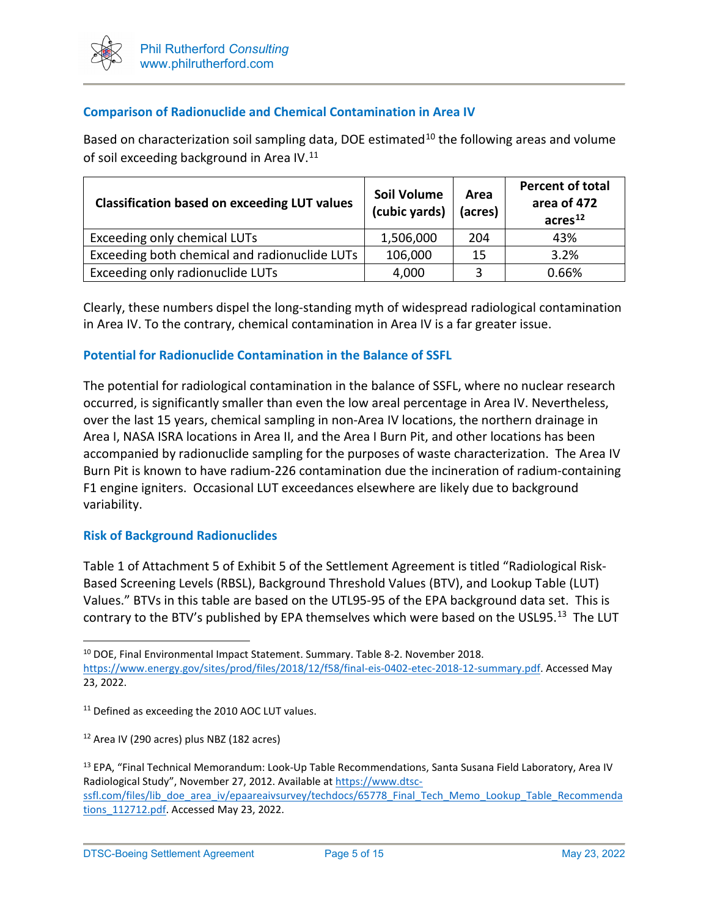### Comparison of Radionuclide and Chemical Contamination in Area IV

Based on characterization soil sampling data, DOE estimated[10] the following areas and volume of soil exceeding background in Area IV.[11]

| Classification based on exceeding LUT values | Soil Volume (cubic yards) | Area (acres) | Percent of total area of 472 acres[12] |
|---|---|---|---|
| Exceeding only chemical LUTs | 1,506,000 | 204 | 43% |
| Exceeding both chemical and radionuclide LUTs | 106,000 | 15 | 3.2% |
| Exceeding only radionuclide LUTs | 4,000 | 3 | 0.66% |

Clearly, these numbers dispel the long-standing myth of widespread radiological contamination in Area IV. To the contrary, chemical contamination in Area IV is a far greater issue.

### Potential for Radionuclide Contamination in the Balance of SSFL

The potential for radiological contamination in the balance of SSFL, where no nuclear research occurred, is significantly smaller than even the low areal percentage in Area IV. Nevertheless, over the last 15 years, chemical sampling in non-Area IV locations, the northern drainage in Area I, NASA ISRA locations in Area II, and the Area I Burn Pit, and other locations has been accompanied by radionuclide sampling for the purposes of waste characterization. The Area IV Burn Pit is known to have radium-226 contamination due the incineration of radium-containing F1 engine igniters. Occasional LUT exceedances elsewhere are likely due to background variability.

### Risk of Background Radionuclides

Table 1 of Attachment 5 of Exhibit 5 of the Settlement Agreement is titled "Radiological Risk-Based Screening Levels (RBSL), Background Threshold Values (BTV), and Lookup Table (LUT) Values." BTVs in this table are based on the UTL95-95 of the EPA background data set. This is contrary to the BTV's published by EPA themselves which were based on the USL95.[13] The LUT

---

[10] DOE, Final Environmental Impact Statement. Summary. Table 8-2. November 2018. https://www.energy.gov/sites/prod/files/2018/12/f58/final-eis-0402-etec-2018-12-summary.pdf. Accessed May 23, 2022.

[11] Defined as exceeding the 2010 AOC LUT values.

[12] Area IV (290 acres) plus NBZ (182 acres)

[13] EPA, "Final Technical Memorandum: Look-Up Table Recommendations, Santa Susana Field Laboratory, Area IV Radiological Study", November 27, 2012. Available at https://www.dtsc-ssfl.com/files/lib_doe_area_iv/epaareaivsurvey/techdocs/65778_Final_Tech_Memo_Lookup_Table_Recommendations_112712.pdf. Accessed May 23, 2022.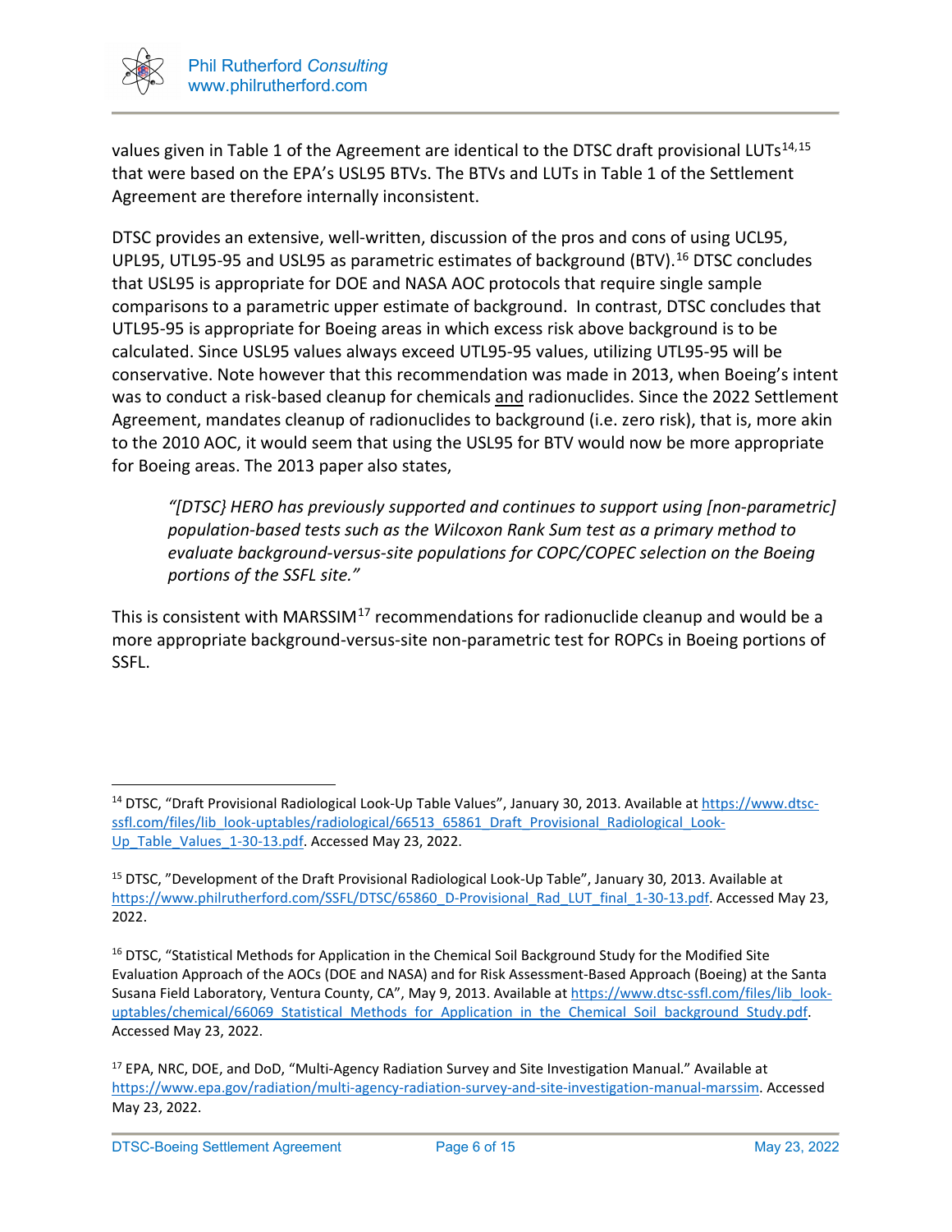values given in Table 1 of the Agreement are identical to the DTSC draft provisional LUTs[14,15] that were based on the EPA's USL95 BTVs. The BTVs and LUTs in Table 1 of the Settlement Agreement are therefore internally inconsistent.

DTSC provides an extensive, well-written, discussion of the pros and cons of using UCL95, UPL95, UTL95-95 and USL95 as parametric estimates of background (BTV).[16] DTSC concludes that USL95 is appropriate for DOE and NASA AOC protocols that require single sample comparisons to a parametric upper estimate of background. In contrast, DTSC concludes that UTL95-95 is appropriate for Boeing areas in which excess risk above background is to be calculated. Since USL95 values always exceed UTL95-95 values, utilizing UTL95-95 will be conservative. Note however that this recommendation was made in 2013, when Boeing's intent was to conduct a risk-based cleanup for chemicals and radionuclides. Since the 2022 Settlement Agreement, mandates cleanup of radionuclides to background (i.e. zero risk), that is, more akin to the 2010 AOC, it would seem that using the USL95 for BTV would now be more appropriate for Boeing areas. The 2013 paper also states,

> *"[DTSC} HERO has previously supported and continues to support using [non-parametric] population-based tests such as the Wilcoxon Rank Sum test as a primary method to evaluate background-versus-site populations for COPC/COPEC selection on the Boeing portions of the SSFL site."*

This is consistent with MARSSIM[17] recommendations for radionuclide cleanup and would be a more appropriate background-versus-site non-parametric test for ROPCs in Boeing portions of SSFL.

---

[14] DTSC, "Draft Provisional Radiological Look-Up Table Values", January 30, 2013. Available at https://www.dtsc-ssfl.com/files/lib_look-uptables/radiological/66513_65861_Draft_Provisional_Radiological_Look-Up_Table_Values_1-30-13.pdf. Accessed May 23, 2022.

[15] DTSC, "Development of the Draft Provisional Radiological Look-Up Table", January 30, 2013. Available at https://www.philrutherford.com/SSFL/DTSC/65860_D-Provisional_Rad_LUT_final_1-30-13.pdf. Accessed May 23, 2022.

[16] DTSC, "Statistical Methods for Application in the Chemical Soil Background Study for the Modified Site Evaluation Approach of the AOCs (DOE and NASA) and for Risk Assessment-Based Approach (Boeing) at the Santa Susana Field Laboratory, Ventura County, CA", May 9, 2013. Available at https://www.dtsc-ssfl.com/files/lib_look-uptables/chemical/66069_Statistical_Methods_for_Application_in_the_Chemical_Soil_background_Study.pdf. Accessed May 23, 2022.

[17] EPA, NRC, DOE, and DoD, "Multi-Agency Radiation Survey and Site Investigation Manual." Available at https://www.epa.gov/radiation/multi-agency-radiation-survey-and-site-investigation-manual-marssim. Accessed May 23, 2022.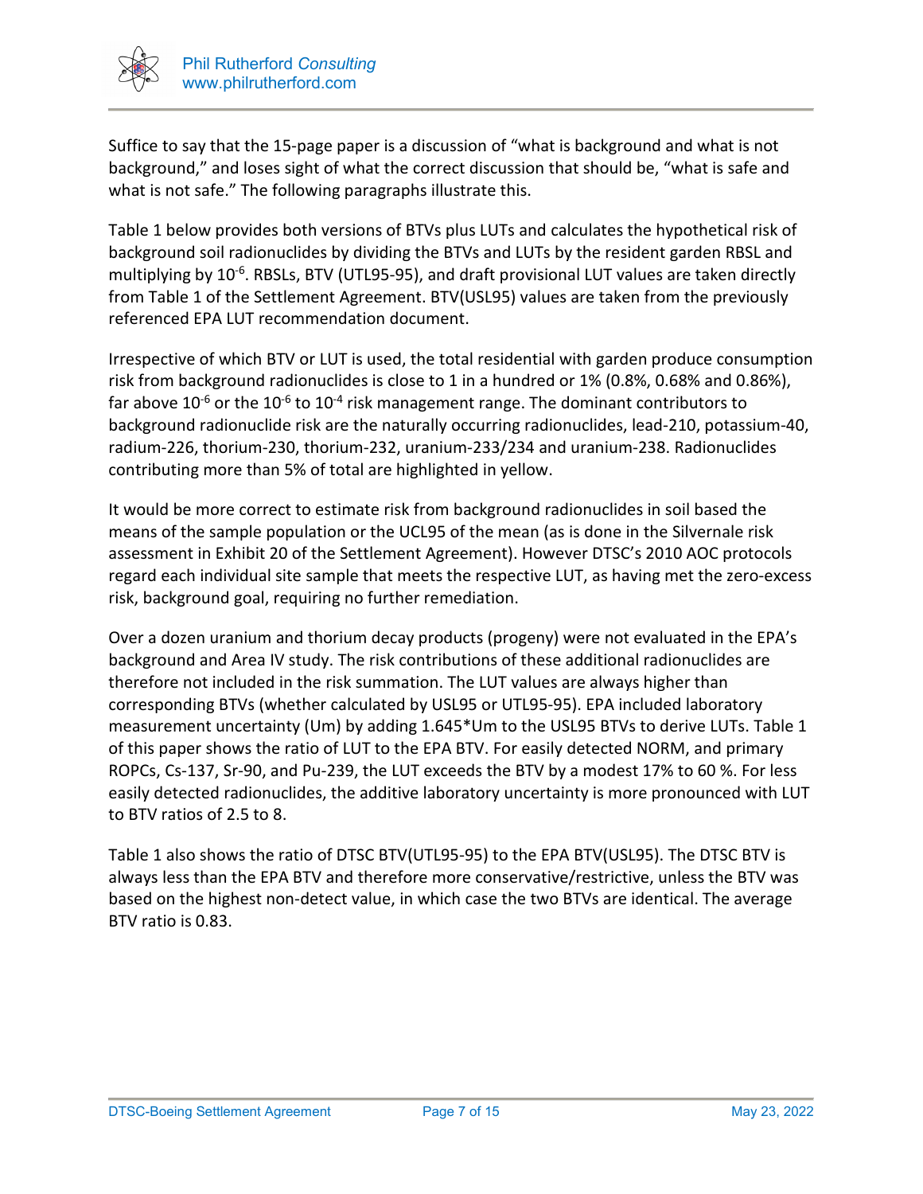Suffice to say that the 15-page paper is a discussion of "what is background and what is not background," and loses sight of what the correct discussion that should be, "what is safe and what is not safe." The following paragraphs illustrate this.

Table 1 below provides both versions of BTVs plus LUTs and calculates the hypothetical risk of background soil radionuclides by dividing the BTVs and LUTs by the resident garden RBSL and multiplying by $10^{-6}$. RBSLs, BTV (UTL95-95), and draft provisional LUT values are taken directly from Table 1 of the Settlement Agreement. BTV(USL95) values are taken from the previously referenced EPA LUT recommendation document.

Irrespective of which BTV or LUT is used, the total residential with garden produce consumption risk from background radionuclides is close to 1 in a hundred or 1% (0.8%, 0.68% and 0.86%), far above $10^{-6}$ or the $10^{-6}$ to $10^{-4}$ risk management range. The dominant contributors to background radionuclide risk are the naturally occurring radionuclides, lead-210, potassium-40, radium-226, thorium-230, thorium-232, uranium-233/234 and uranium-238. Radionuclides contributing more than 5% of total are highlighted in yellow.

It would be more correct to estimate risk from background radionuclides in soil based the means of the sample population or the UCL95 of the mean (as is done in the Silvernale risk assessment in Exhibit 20 of the Settlement Agreement). However DTSC's 2010 AOC protocols regard each individual site sample that meets the respective LUT, as having met the zero-excess risk, background goal, requiring no further remediation.

Over a dozen uranium and thorium decay products (progeny) were not evaluated in the EPA's background and Area IV study. The risk contributions of these additional radionuclides are therefore not included in the risk summation. The LUT values are always higher than corresponding BTVs (whether calculated by USL95 or UTL95-95). EPA included laboratory measurement uncertainty (Um) by adding 1.645*Um to the USL95 BTVs to derive LUTs. Table 1 of this paper shows the ratio of LUT to the EPA BTV. For easily detected NORM, and primary ROPCs, Cs-137, Sr-90, and Pu-239, the LUT exceeds the BTV by a modest 17% to 60 %. For less easily detected radionuclides, the additive laboratory uncertainty is more pronounced with LUT to BTV ratios of 2.5 to 8.

Table 1 also shows the ratio of DTSC BTV(UTL95-95) to the EPA BTV(USL95). The DTSC BTV is always less than the EPA BTV and therefore more conservative/restrictive, unless the BTV was based on the highest non-detect value, in which case the two BTVs are identical. The average BTV ratio is 0.83.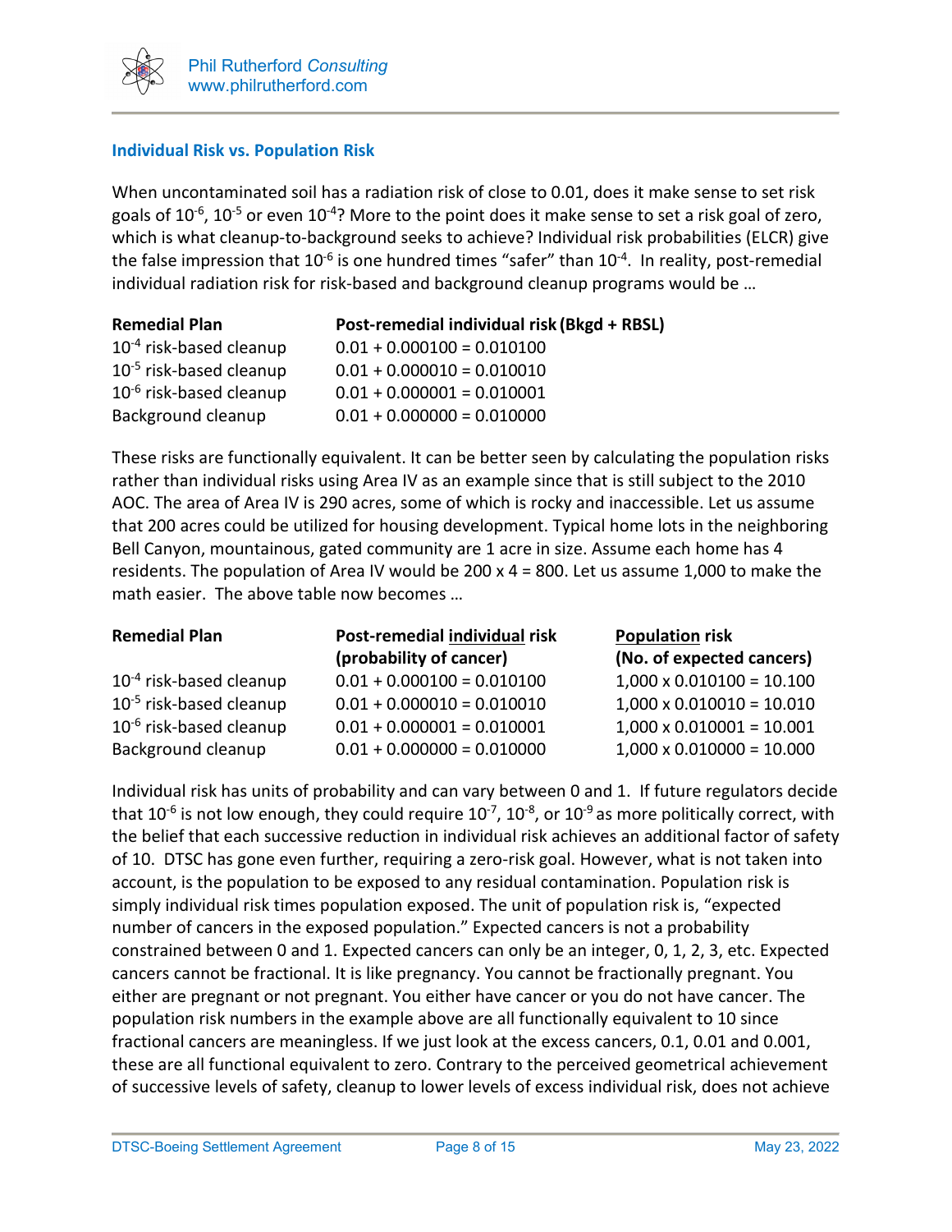## Individual Risk vs. Population Risk

When uncontaminated soil has a radiation risk of close to 0.01, does it make sense to set risk goals of $10^{-6}$, $10^{-5}$ or even $10^{-4}$? More to the point does it make sense to set a risk goal of zero, which is what cleanup-to-background seeks to achieve? Individual risk probabilities (ELCR) give the false impression that $10^{-6}$ is one hundred times "safer" than $10^{-4}$. In reality, post-remedial individual radiation risk for risk-based and background cleanup programs would be …

| Remedial Plan | Post-remedial individual risk (Bkgd + RBSL) |
|---|---|
| $10^{-4}$ risk-based cleanup | 0.01 + 0.000100 = 0.010100 |
| $10^{-5}$ risk-based cleanup | 0.01 + 0.000010 = 0.010010 |
| $10^{-6}$ risk-based cleanup | 0.01 + 0.000001 = 0.010001 |
| Background cleanup | 0.01 + 0.000000 = 0.010000 |

These risks are functionally equivalent. It can be better seen by calculating the population risks rather than individual risks using Area IV as an example since that is still subject to the 2010 AOC. The area of Area IV is 290 acres, some of which is rocky and inaccessible. Let us assume that 200 acres could be utilized for housing development. Typical home lots in the neighboring Bell Canyon, mountainous, gated community are 1 acre in size. Assume each home has 4 residents. The population of Area IV would be 200 x 4 = 800. Let us assume 1,000 to make the math easier. The above table now becomes …

| Remedial Plan | Post-remedial individual risk (probability of cancer) | Population risk (No. of expected cancers) |
|---|---|---|
| $10^{-4}$ risk-based cleanup | 0.01 + 0.000100 = 0.010100 | 1,000 x 0.010100 = 10.100 |
| $10^{-5}$ risk-based cleanup | 0.01 + 0.000010 = 0.010010 | 1,000 x 0.010010 = 10.010 |
| $10^{-6}$ risk-based cleanup | 0.01 + 0.000001 = 0.010001 | 1,000 x 0.010001 = 10.001 |
| Background cleanup | 0.01 + 0.000000 = 0.010000 | 1,000 x 0.010000 = 10.000 |

Individual risk has units of probability and can vary between 0 and 1. If future regulators decide that $10^{-6}$ is not low enough, they could require $10^{-7}$, $10^{-8}$, or $10^{-9}$ as more politically correct, with the belief that each successive reduction in individual risk achieves an additional factor of safety of 10. DTSC has gone even further, requiring a zero-risk goal. However, what is not taken into account, is the population to be exposed to any residual contamination. Population risk is simply individual risk times population exposed. The unit of population risk is, "expected number of cancers in the exposed population." Expected cancers is not a probability constrained between 0 and 1. Expected cancers can only be an integer, 0, 1, 2, 3, etc. Expected cancers cannot be fractional. It is like pregnancy. You cannot be fractionally pregnant. You either are pregnant or not pregnant. You either have cancer or you do not have cancer. The population risk numbers in the example above are all functionally equivalent to 10 since fractional cancers are meaningless. If we just look at the excess cancers, 0.1, 0.01 and 0.001, these are all functional equivalent to zero. Contrary to the perceived geometrical achievement of successive levels of safety, cleanup to lower levels of excess individual risk, does not achieve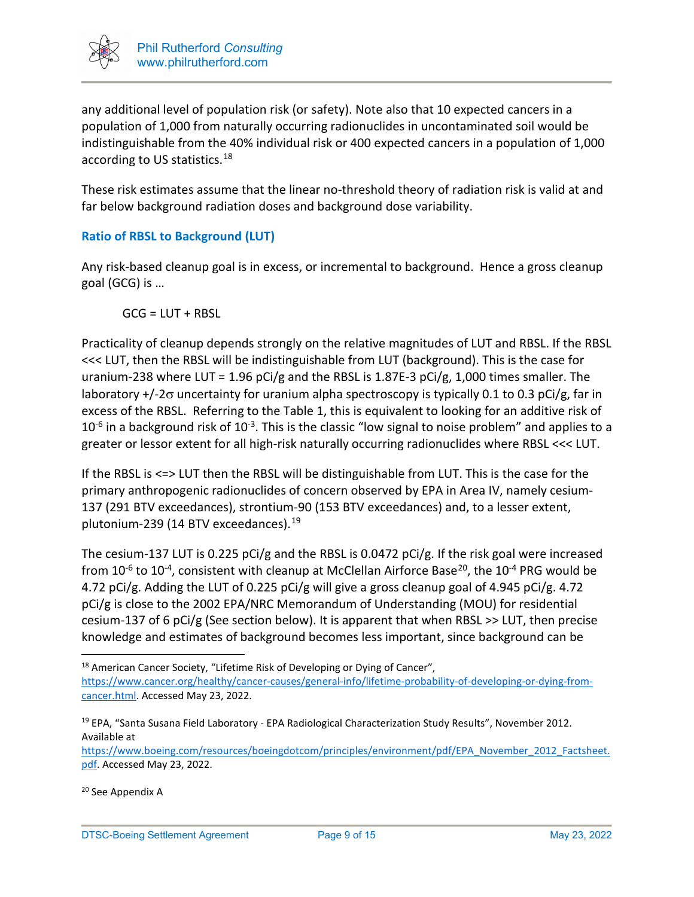any additional level of population risk (or safety). Note also that 10 expected cancers in a population of 1,000 from naturally occurring radionuclides in uncontaminated soil would be indistinguishable from the 40% individual risk or 400 expected cancers in a population of 1,000 according to US statistics.[18]

These risk estimates assume that the linear no-threshold theory of radiation risk is valid at and far below background radiation doses and background dose variability.

### Ratio of RBSL to Background (LUT)

Any risk-based cleanup goal is in excess, or incremental to background. Hence a gross cleanup goal (GCG) is …

GCG = LUT + RBSL

Practicality of cleanup depends strongly on the relative magnitudes of LUT and RBSL. If the RBSL <<< LUT, then the RBSL will be indistinguishable from LUT (background). This is the case for uranium-238 where LUT = 1.96 pCi/g and the RBSL is 1.87E-3 pCi/g, 1,000 times smaller. The laboratory +/-2$\sigma$ uncertainty for uranium alpha spectroscopy is typically 0.1 to 0.3 pCi/g, far in excess of the RBSL. Referring to the Table 1, this is equivalent to looking for an additive risk of $10^{-6}$ in a background risk of $10^{-3}$. This is the classic "low signal to noise problem" and applies to a greater or lessor extent for all high-risk naturally occurring radionuclides where RBSL <<< LUT.

If the RBSL is <=> LUT then the RBSL will be distinguishable from LUT. This is the case for the primary anthropogenic radionuclides of concern observed by EPA in Area IV, namely cesium-137 (291 BTV exceedances), strontium-90 (153 BTV exceedances) and, to a lesser extent, plutonium-239 (14 BTV exceedances).[19]

The cesium-137 LUT is 0.225 pCi/g and the RBSL is 0.0472 pCi/g. If the risk goal were increased from $10^{-6}$ to $10^{-4}$, consistent with cleanup at McClellan Airforce Base[20], the $10^{-4}$ PRG would be 4.72 pCi/g. Adding the LUT of 0.225 pCi/g will give a gross cleanup goal of 4.945 pCi/g. 4.72 pCi/g is close to the 2002 EPA/NRC Memorandum of Understanding (MOU) for residential cesium-137 of 6 pCi/g (See section below). It is apparent that when RBSL >> LUT, then precise knowledge and estimates of background becomes less important, since background can be

---

[18] American Cancer Society, "Lifetime Risk of Developing or Dying of Cancer", https://www.cancer.org/healthy/cancer-causes/general-info/lifetime-probability-of-developing-or-dying-from-cancer.html. Accessed May 23, 2022.

[19] EPA, "Santa Susana Field Laboratory - EPA Radiological Characterization Study Results", November 2012. Available at https://www.boeing.com/resources/boeingdotcom/principles/environment/pdf/EPA_November_2012_Factsheet.pdf. Accessed May 23, 2022.

[20] See Appendix A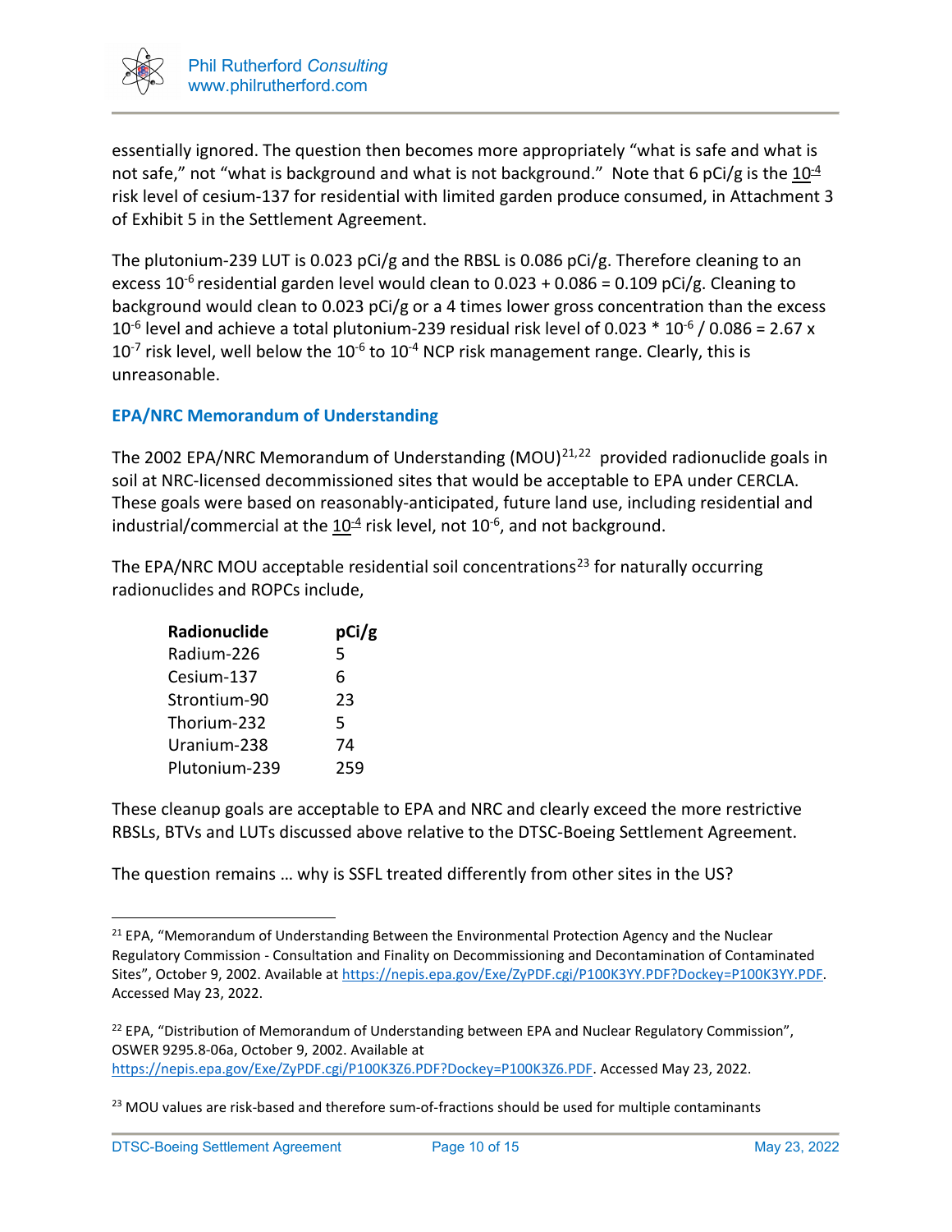essentially ignored. The question then becomes more appropriately "what is safe and what is not safe," not "what is background and what is not background." Note that 6 pCi/g is the $\underline{10^{-4}}$ risk level of cesium-137 for residential with limited garden produce consumed, in Attachment 3 of Exhibit 5 in the Settlement Agreement.

The plutonium-239 LUT is 0.023 pCi/g and the RBSL is 0.086 pCi/g. Therefore cleaning to an excess $10^{-6}$ residential garden level would clean to 0.023 + 0.086 = 0.109 pCi/g. Cleaning to background would clean to 0.023 pCi/g or a 4 times lower gross concentration than the excess $10^{-6}$ level and achieve a total plutonium-239 residual risk level of $0.023 * 10^{-6} / 0.086 = 2.67 \times 10^{-7}$ risk level, well below the $10^{-6}$ to $10^{-4}$ NCP risk management range. Clearly, this is unreasonable.

### EPA/NRC Memorandum of Understanding

The 2002 EPA/NRC Memorandum of Understanding (MOU)[21,22] provided radionuclide goals in soil at NRC-licensed decommissioned sites that would be acceptable to EPA under CERCLA. These goals were based on reasonably-anticipated, future land use, including residential and industrial/commercial at the $\underline{10^{-4}}$ risk level, not $10^{-6}$, and not background.

The EPA/NRC MOU acceptable residential soil concentrations[23] for naturally occurring radionuclides and ROPCs include,

| Radionuclide | pCi/g |
|---|---|
| Radium-226 | 5 |
| Cesium-137 | 6 |
| Strontium-90 | 23 |
| Thorium-232 | 5 |
| Uranium-238 | 74 |
| Plutonium-239 | 259 |

These cleanup goals are acceptable to EPA and NRC and clearly exceed the more restrictive RBSLs, BTVs and LUTs discussed above relative to the DTSC-Boeing Settlement Agreement.

The question remains … why is SSFL treated differently from other sites in the US?

---

[21] EPA, "Memorandum of Understanding Between the Environmental Protection Agency and the Nuclear Regulatory Commission - Consultation and Finality on Decommissioning and Decontamination of Contaminated Sites", October 9, 2002. Available at https://nepis.epa.gov/Exe/ZyPDF.cgi/P100K3YY.PDF?Dockey=P100K3YY.PDF. Accessed May 23, 2022.

[22] EPA, "Distribution of Memorandum of Understanding between EPA and Nuclear Regulatory Commission", OSWER 9295.8-06a, October 9, 2002. Available at https://nepis.epa.gov/Exe/ZyPDF.cgi/P100K3Z6.PDF?Dockey=P100K3Z6.PDF. Accessed May 23, 2022.

[23] MOU values are risk-based and therefore sum-of-fractions should be used for multiple contaminants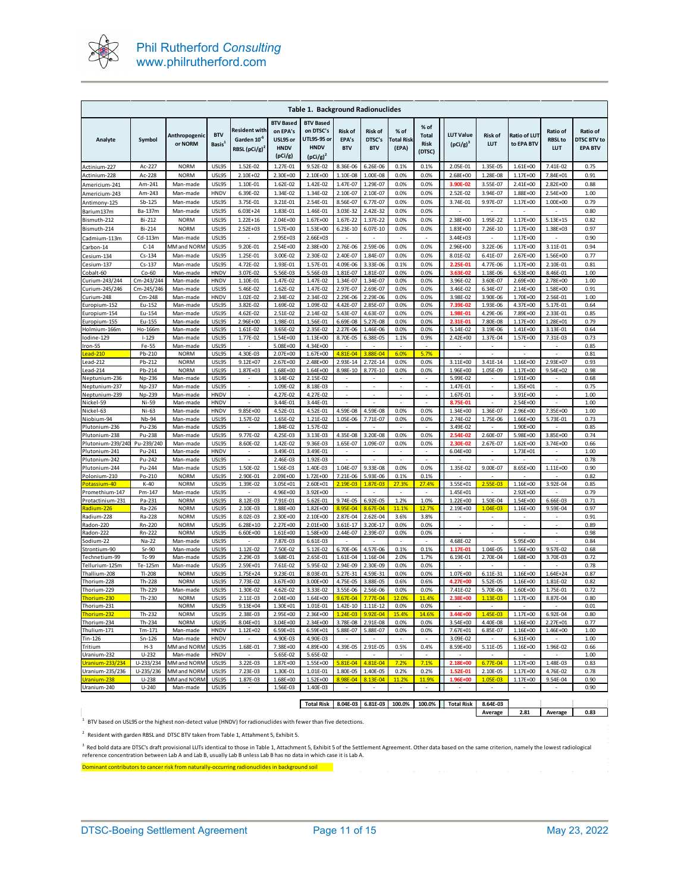| Table 1. Background Radionuclides | | | | | | | | | | | | | | | |
|---|---|---|---|---|---|---|---|---|---|---|---|---|---|---|---|
| Analyte | Symbol | Anthropogenic or NORM | BTV Basis[1] | Resident with Garden $10^{-6}$ RBSL (pCi/g)[2] | BTV Based on EPA's USL95 or HNDV (pCi/g) | BTV Based on DTSC's UTL95-95 or HNDV (pCi/g)[2] | Risk of EPA's BTV | Risk of DTSC's BTV | % of Total Risk (EPA) | % of Total Risk (DTSC) | LUT Value (pCi/g)[3] | Risk of LUT | Ratio of LUT to EPA BTV | Ratio of RBSL to LUT | Ratio of DTSC BTV to EPA BTV |
| Actinium-227 | Ac-227 | NORM | USL95 | 1.52E-02 | 1.27E-01 | 9.52E-02 | 8.36E-06 | 6.26E-06 | 0.1% | 0.1% | 2.05E-01 | 1.35E-05 | 1.61E+00 | 7.41E-02 | 0.75 |
| Actinium-228 | Ac-228 | NORM | USL95 | 2.10E+02 | 2.30E+00 | 2.10E+00 | 1.10E-08 | 1.00E-08 | 0.0% | 0.0% | 2.68E+00 | 1.28E-08 | 1.17E+00 | 7.84E+01 | 0.91 |
| Americium-241 | Am-241 | Man-made | USL95 | 1.10E-01 | 1.62E-02 | 1.42E-02 | 1.47E-07 | 1.29E-07 | 0.0% | 0.0% | **3.90E-02** | 3.55E-07 | 2.41E+00 | 2.82E+00 | 0.88 |
| Americium-243 | Am-243 | Man-made | HNDV | 6.39E-02 | 1.34E-02 | 1.34E-02 | 2.10E-07 | 2.10E-07 | 0.0% | 0.0% | 2.52E-02 | 3.94E-07 | 1.88E+00 | 2.54E+00 | 1.00 |
| Antimony-125 | Sb-125 | Man-made | USL95 | 3.75E-01 | 3.21E-01 | 2.54E-01 | 8.56E-07 | 6.77E-07 | 0.0% | 0.0% | 3.74E-01 | 9.97E-07 | 1.17E+00 | 1.00E+00 | 0.79 |
| Barium137m | Ba-137m | Man-made | USL95 | 6.03E+24 | 1.83E-01 | 1.46E-01 | 3.03E-32 | 2.42E-32 | 0.0% | 0.0% | - | - | - | - | 0.80 |
| Bismuth-212 | Bi-212 | NORM | USL95 | 1.22E+16 | 2.04E+00 | 1.67E+00 | 1.67E-22 | 1.37E-22 | 0.0% | 0.0% | 2.38E+00 | 1.95E-22 | 1.17E+00 | 5.13E+15 | 0.82 |
| Bismuth-214 | Bi-214 | NORM | USL95 | 2.52E+03 | 1.57E+00 | 1.53E+00 | 6.23E-10 | 6.07E-10 | 0.0% | 0.0% | 1.83E+00 | 7.26E-10 | 1.17E+00 | 1.38E+03 | 0.97 |
| Cadmium-113m | Cd-113m | Man-made | USL95 | - | 2.95E+03 | 2.66E+03 | - | - | - | - | 3.44E+03 | - | 1.17E+00 | - | 0.90 |
| Carbon-14 | C-14 | MM and NORM | USL95 | 9.20E-01 | 2.54E+00 | 2.38E+00 | 2.76E-06 | 2.59E-06 | 0.0% | 0.0% | 2.96E+00 | 3.22E-06 | 1.17E+00 | 3.11E-01 | 0.94 |
| Cesium-134 | Cs-134 | Man-made | USL95 | 1.25E-01 | 3.00E-02 | 2.30E-02 | 2.40E-07 | 1.84E-07 | 0.0% | 0.0% | 8.01E-02 | 6.41E-07 | 2.67E+00 | 1.56E+00 | 0.77 |
| Cesium-137 | Cs-137 | Man-made | USL95 | 4.72E-02 | 1.93E-01 | 1.57E-01 | 4.09E-06 | 3.33E-06 | 0.1% | 0.0% | **2.25E-01** | 4.77E-06 | 1.17E+00 | 2.10E-01 | 0.81 |
| Cobalt-60 | Co-60 | Man-made | HNDV | 3.07E-02 | 5.56E-03 | 5.56E-03 | 1.81E-07 | 1.81E-07 | 0.0% | 0.0% | **3.63E-02** | 1.18E-06 | 6.53E+00 | 8.46E-01 | 1.00 |
| Curium-243/244 | Cm-243/244 | Man-made | HNDV | 1.10E-01 | 1.47E-02 | 1.47E-02 | 1.34E-07 | 1.34E-07 | 0.0% | 0.0% | 3.96E-02 | 3.60E-07 | 2.69E+00 | 2.78E+00 | 1.00 |
| Curium-245/246 | Cm-245/246 | Man-made | USL95 | 5.46E-02 | 1.62E-02 | 1.47E-02 | 2.97E-07 | 2.69E-07 | 0.0% | 0.0% | 3.46E-02 | 6.34E-07 | 2.14E+00 | 1.58E+00 | 0.91 |
| Curium-248 | Cm-248 | Man-made | HNDV | 1.02E-02 | 2.34E-02 | 2.34E-02 | 2.29E-06 | 2.29E-06 | 0.0% | 0.0% | 3.98E-02 | 3.90E-06 | 1.70E+00 | 2.56E-01 | 1.00 |
| Europium-152 | Eu-152 | Man-made | USL95 | 3.82E-02 | 1.69E-02 | 1.09E-02 | 4.42E-07 | 2.85E-07 | 0.0% | 0.0% | **7.39E-02** | 1.93E-06 | 4.37E+00 | 5.17E-01 | 0.64 |
| Europium-154 | Eu-154 | Man-made | USL95 | 4.62E-02 | 2.51E-02 | 2.14E-02 | 5.43E-07 | 4.63E-07 | 0.0% | 0.0% | **1.98E-01** | 4.29E-06 | 7.89E+00 | 2.33E-01 | 0.85 |
| Europium-155 | Eu-155 | Man-made | USL95 | 2.96E+00 | 1.98E-01 | 1.56E-01 | 6.69E-08 | 5.27E-08 | 0.0% | 0.0% | **2.31E-01** | 7.80E-08 | 1.17E+00 | 1.28E+01 | 0.79 |
| Holmium-166m | Ho-166m | Man-made | USL95 | 1.61E-02 | 3.65E-02 | 2.35E-02 | 2.27E-06 | 1.46E-06 | 0.0% | 0.0% | 5.14E-02 | 3.19E-06 | 1.41E+00 | 3.13E-01 | 0.64 |
| Iodine-129 | I-129 | Man-made | USL95 | 1.77E-02 | 1.54E+00 | 1.13E+00 | 8.70E-05 | 6.38E-05 | 1.1% | 0.9% | 2.42E+00 | 1.37E-04 | 1.57E+00 | 7.31E-03 | 0.73 |
| Iron-55 | Fe-55 | Man-made | USL95 | - | 5.08E+00 | 4.34E+00 | - | - | - | - | - | - | - | - | 0.85 |
| Lead-210 | Pb-210 | NORM | USL95 | 4.30E-03 | 2.07E+00 | 1.67E+00 | 4.81E-04 | 3.88E-04 | 6.0% | 5.7% | - | - | - | - | 0.81 |
| Lead-212 | Pb-212 | NORM | USL95 | 9.12E+07 | 2.67E+00 | 2.48E+00 | 2.93E-14 | 2.72E-14 | 0.0% | 0.0% | 3.11E+00 | 3.41E-14 | 1.16E+00 | 2.93E+07 | 0.93 |
| Lead-214 | Pb-214 | NORM | USL95 | 1.87E+03 | 1.68E+00 | 1.64E+00 | 8.98E-10 | 8.77E-10 | 0.0% | 0.0% | 1.96E+00 | 1.05E-09 | 1.17E+00 | 9.54E+02 | 0.98 |
| Neptunium-236 | Np-236 | Man-made | USL95 | - | 3.14E-02 | 2.15E-02 | - | - | - | - | 5.99E-02 | - | 1.91E+00 | - | 0.68 |
| Neptunium-237 | Np-237 | Man-made | USL95 | - | 1.09E-02 | 8.18E-03 | - | - | - | - | 1.47E-01 | - | 1.35E+01 | - | 0.75 |
| Neptunium-239 | Np-239 | Man-made | HNDV | - | 4.27E-02 | 4.27E-02 | - | - | - | - | 1.67E-01 | - | 3.91E+00 | - | 1.00 |
| Nickel-59 | Ni-59 | Man-made | HNDV | - | 3.44E-01 | 3.44E-01 | - | - | - | - | **8.75E-01** | - | 2.54E+00 | - | 1.00 |
| Nickel-63 | Ni-63 | Man-made | HNDV | 9.85E+00 | 4.52E-01 | 4.52E-01 | 4.59E-08 | 4.59E-08 | 0.0% | 0.0% | 1.34E+00 | 1.36E-07 | 2.96E+00 | 7.35E+00 | 1.00 |
| Niobium-94 | Nb-94 | Man-made | USL95 | 1.57E-02 | 1.65E-02 | 1.21E-02 | 1.05E-06 | 7.71E-07 | 0.0% | 0.0% | 2.74E-02 | 1.75E-06 | 1.66E+00 | 5.73E-01 | 0.73 |
| Plutonium-236 | Pu-236 | Man-made | USL95 | - | 1.84E-02 | 1.57E-02 | - | - | - | - | 3.49E-02 | - | 1.90E+00 | - | 0.85 |
| Plutonium-238 | Pu-238 | Man-made | USL95 | 9.77E-02 | 4.25E-03 | 3.13E-03 | 4.35E-08 | 3.20E-08 | 0.0% | 0.0% | **2.54E-02** | 2.60E-07 | 5.98E+00 | 3.85E+00 | 0.74 |
| Plutonium-239/240 | Pu-239/240 | Man-made | USL95 | 8.60E-02 | 1.42E-02 | 9.36E-03 | 1.65E-07 | 1.09E-07 | 0.0% | 0.0% | **2.30E-02** | 2.67E-07 | 1.62E+00 | 3.74E+00 | 0.66 |
| Plutonium-241 | Pu-241 | Man-made | HNDV | - | 3.49E-01 | 3.49E-01 | - | - | - | - | 6.04E+00 | - | 1.73E+01 | - | 1.00 |
| Plutonium-242 | Pu-242 | Man-made | USL95 | - | 2.46E-03 | 1.92E-03 | - | - | - | - | - | - | - | - | 0.78 |
| Plutonium-244 | Pu-244 | Man-made | USL95 | 1.50E-02 | 1.56E-03 | 1.40E-03 | 1.04E-07 | 9.33E-08 | 0.0% | 0.0% | 1.35E-02 | 9.00E-07 | 8.65E+00 | 1.11E+00 | 0.90 |
| Polonium-210 | Po-210 | NORM | USL95 | 2.90E-01 | 2.09E+00 | 1.72E+00 | 7.21E-06 | 5.93E-06 | 0.1% | 0.1% | - | - | - | - | 0.82 |
| Potassium-40 | K-40 | NORM | USL95 | 1.39E-02 | 3.05E+01 | 2.60E+01 | 2.19E-03 | 1.87E-03 | 27.3% | 27.4% | 3.55E+01 | 2.55E-03 | 1.16E+00 | 3.92E-04 | 0.85 |
| Promethium-147 | Pm-147 | Man-made | USL95 | - | 4.96E+00 | 3.92E+00 | - | - | - | - | 1.45E+01 | - | 2.92E+00 | - | 0.79 |
| Protactinium-231 | Pa-231 | NORM | USL95 | 8.12E-03 | 7.91E-01 | 5.62E-01 | 9.74E-05 | 6.92E-05 | 1.2% | 1.0% | 1.22E+00 | 1.50E-04 | 1.54E+00 | 6.66E-03 | 0.71 |
| Radium-226 | Ra-226 | NORM | USL95 | 2.10E-03 | 1.88E+00 | 1.82E+00 | 8.95E-04 | 8.67E-04 | 11.1% | 12.7% | 2.19E+00 | 1.04E-03 | 1.16E+00 | 9.59E-04 | 0.97 |
| Radium-228 | Ra-228 | NORM | USL95 | 8.02E-03 | 2.30E+00 | 2.10E+00 | 2.87E-04 | 2.62E-04 | 3.6% | 3.8% | - | - | - | - | 0.91 |
| Radon-220 | Rn-220 | NORM | USL95 | 6.28E+10 | 2.27E+00 | 2.01E+00 | 3.61E-17 | 3.20E-17 | 0.0% | 0.0% | - | - | - | - | 0.89 |
| Radon-222 | Rn-222 | NORM | USL95 | 6.60E+00 | 1.61E+00 | 1.58E+00 | 2.44E-07 | 2.39E-07 | 0.0% | 0.0% | - | - | - | - | 0.98 |
| Sodium-22 | Na-22 | Man-made | USL95 | - | 7.87E-03 | 6.61E-03 | - | - | - | - | 4.68E-02 | - | 5.95E+00 | - | 0.84 |
| Strontium-90 | Sr-90 | Man-made | USL95 | 1.12E-02 | 7.50E-02 | 5.12E-02 | 6.70E-06 | 4.57E-06 | 0.1% | 0.1% | **1.17E-01** | 1.04E-05 | 1.56E+00 | 9.57E-02 | 0.68 |
| Technetium-99 | Tc-99 | Man-made | USL95 | 2.29E-03 | 3.68E-01 | 2.65E-01 | 1.61E-04 | 1.16E-04 | 2.0% | 1.7% | 6.19E-01 | 2.70E-04 | 1.68E+00 | 3.70E-03 | 0.72 |
| Tellurium-125m | Te-125m | Man-made | USL95 | 2.59E+01 | 7.61E-02 | 5.95E-02 | 2.94E-09 | 2.30E-09 | 0.0% | 0.0% | - | - | - | - | 0.78 |
| Thallium-208 | Tl-208 | NORM | USL95 | 1.75E+24 | 9.23E-01 | 8.03E-01 | 5.27E-31 | 4.59E-31 | 0.0% | 0.0% | 1.07E+00 | 6.11E-31 | 1.16E+00 | 1.64E+24 | 0.87 |
| Thorium-228 | Th-228 | NORM | USL95 | 7.73E-02 | 3.67E+00 | 3.00E+00 | 4.75E-05 | 3.88E-05 | 0.6% | 0.6% | **4.27E+00** | 5.52E-05 | 1.16E+00 | 1.81E-02 | 0.82 |
| Thorium-229 | Th-229 | Man-made | USL95 | 1.30E-02 | 4.62E-02 | 3.33E-02 | 3.55E-06 | 2.56E-06 | 0.0% | 0.0% | 7.41E-02 | 5.70E-06 | 1.60E+00 | 1.75E-01 | 0.72 |
| Thorium-230 | Th-230 | NORM | USL95 | 2.11E-03 | 2.04E+00 | 1.64E+00 | 9.67E-04 | 7.77E-04 | 12.0% | 11.4% | **2.38E+00** | 1.13E-03 | 1.17E+00 | 8.87E-04 | 0.80 |
| Thorium-231 | | NORM | USL95 | 9.13E+04 | 1.30E+01 | 1.01E-01 | 1.42E-10 | 1.11E-12 | 0.0% | 0.0% | - | - | - | - | 0.01 |
| Thorium-232 | Th-232 | NORM | USL95 | 2.38E-03 | 2.95E+00 | 2.36E+00 | 1.24E-03 | 9.92E-04 | 15.4% | 14.6% | **3.44E+00** | 1.45E-03 | 1.17E+00 | 6.92E-04 | 0.80 |
| Thorium-234 | Th-234 | NORM | USL95 | 8.04E+01 | 3.04E+00 | 2.34E+00 | 3.78E-08 | 2.91E-08 | 0.0% | 0.0% | 3.54E+00 | 4.40E-08 | 1.16E+00 | 2.27E+01 | 0.77 |
| Thulium-171 | Tm-171 | Man-made | HNDV | 1.12E+02 | 6.59E+01 | 6.59E+01 | 5.88E-07 | 5.88E-07 | 0.0% | 0.0% | 7.67E+01 | 6.85E-07 | 1.16E+00 | 1.46E+00 | 1.00 |
| Tin-126 | Sn-126 | Man-made | HNDV | - | 4.90E-03 | 4.90E-03 | - | - | - | - | 3.09E-02 | - | 6.31E+00 | - | 1.00 |
| Tritium | H-3 | MM and NORM | USL95 | 1.68E-01 | 7.38E+00 | 4.89E+00 | 4.39E-05 | 2.91E-05 | 0.5% | 0.4% | 8.59E+00 | 5.11E-05 | 1.16E+00 | 1.96E-02 | 0.66 |
| Uranium-232 | U-232 | Man-made | HNDV | - | 5.65E-02 | 5.65E-02 | - | - | - | - | - | - | - | - | 1.00 |
| Uranium-233/234 | U-233/234 | MM and NORM | USL95 | 3.22E-03 | 1.87E+00 | 1.55E+00 | 5.81E-04 | 4.81E-04 | 7.2% | 7.1% | **2.18E+00** | 6.77E-04 | 1.17E+00 | 1.48E-03 | 0.83 |
| Uranium-235/236 | U-235/236 | MM and NORM | USL95 | 7.23E-03 | 1.30E-01 | 1.01E-01 | 1.80E-05 | 1.40E-05 | 0.2% | 0.2% | **1.52E-01** | 2.10E-05 | 1.17E+00 | 4.76E-02 | 0.78 |
| Uranium-238 | U-238 | MM and NORM | USL95 | 1.87E-03 | 1.68E+00 | 1.52E+00 | 8.98E-04 | 8.13E-04 | 11.2% | 11.9% | **1.96E+00** | 1.05E-03 | 1.17E+00 | 9.54E-04 | 0.90 |
| Uranium-240 | U-240 | Man-made | USL95 | - | 1.56E-03 | 1.40E-03 | - | - | - | - | - | - | - | - | 0.90 |
| | | | | | | Total Risk | 8.04E-03 | 6.81E-03 | 100.0% | 100.0% | Total Risk | 8.64E-03 | | | |
| | | | | | | | | | | | | Average | 2.81 | Average | 0.83 |

[1] BTV based on USL95 or the highest non-detect value (HNDV) for radionuclides with fewer than five detections.

[2] Resident with garden RBSL and DTSC BTV taken from Table 1, Attahment 5, Exhibit 5.

[3] Red bold data are DTSC's draft provisional LUTs identical to those in Table 1, Attachment 5, Exhibit 5 of the Settlement Agreement. Other data based on the same criterion, namely the lowest radiological reference concentration between Lab A and Lab B, usually Lab B unless Lab B has no data in which case it is Lab A.

Dominant contributors to cancer risk from naturally-occurring radionuclides in background soil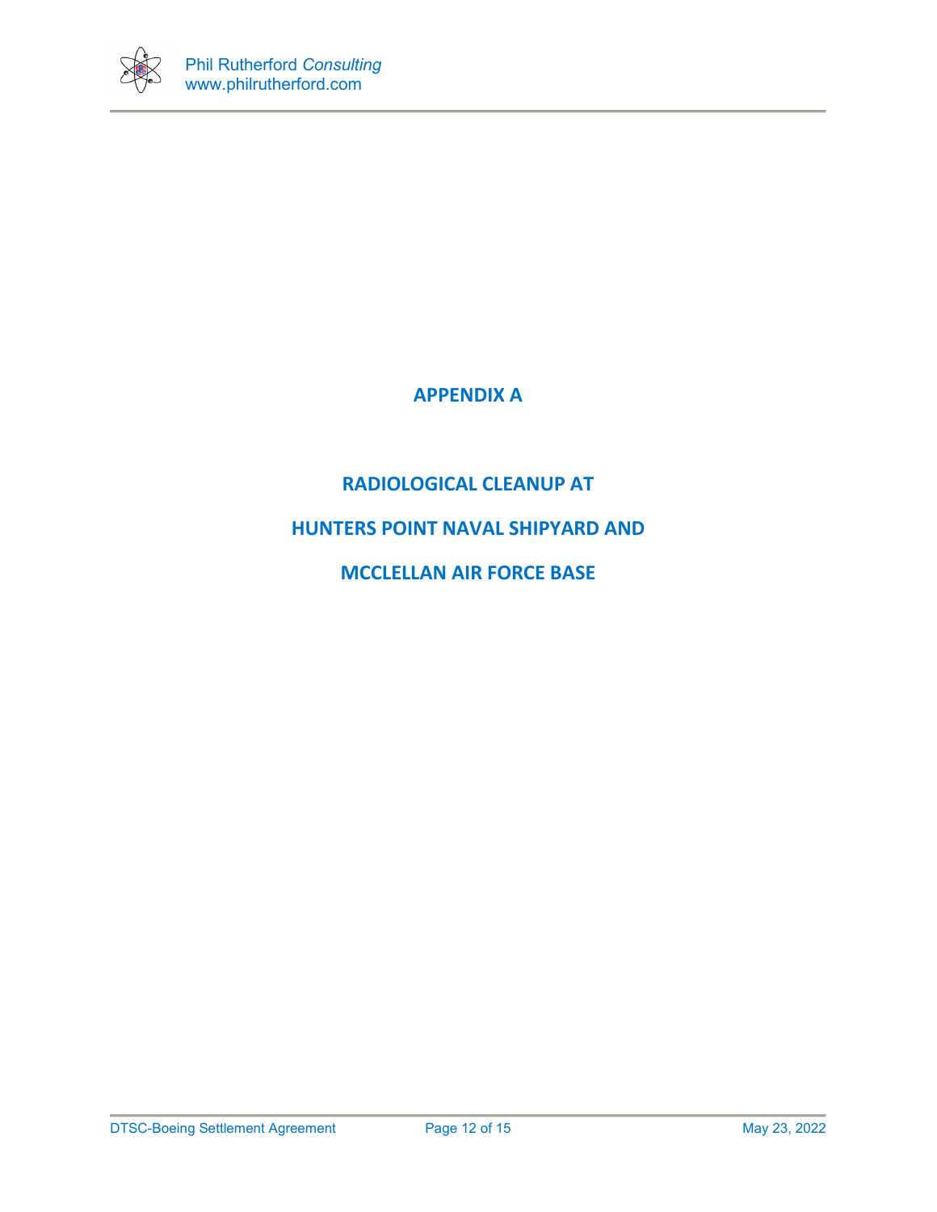# APPENDIX A

## RADIOLOGICAL CLEANUP AT

## HUNTERS POINT NAVAL SHIPYARD AND

## MCCLELLAN AIR FORCE BASE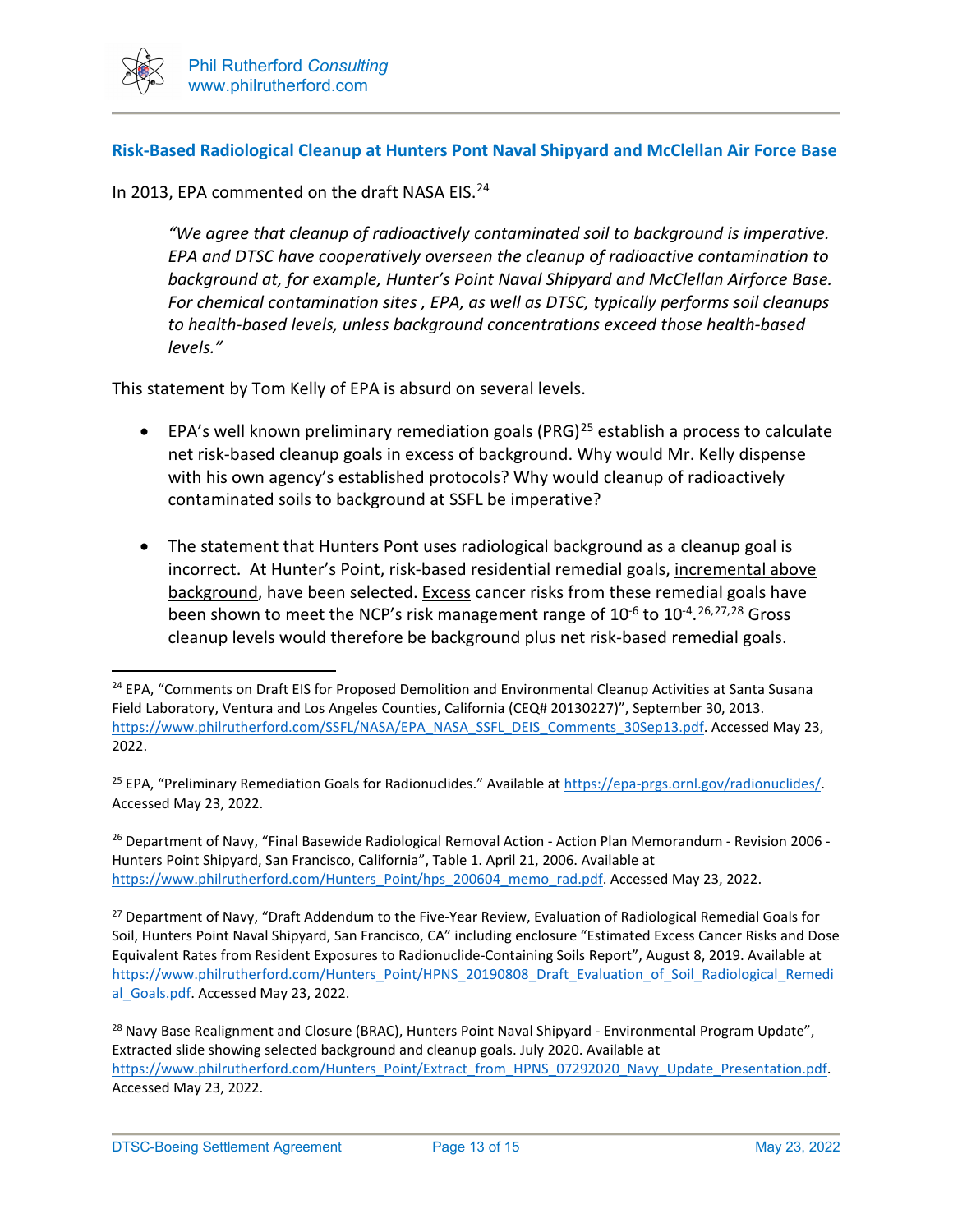## Risk-Based Radiological Cleanup at Hunters Pont Naval Shipyard and McClellan Air Force Base

In 2013, EPA commented on the draft NASA EIS.[24]

> *"We agree that cleanup of radioactively contaminated soil to background is imperative. EPA and DTSC have cooperatively overseen the cleanup of radioactive contamination to background at, for example, Hunter's Point Naval Shipyard and McClellan Airforce Base. For chemical contamination sites , EPA, as well as DTSC, typically performs soil cleanups to health-based levels, unless background concentrations exceed those health-based levels."*

This statement by Tom Kelly of EPA is absurd on several levels.

- EPA's well known preliminary remediation goals (PRG)[25] establish a process to calculate net risk-based cleanup goals in excess of background. Why would Mr. Kelly dispense with his own agency's established protocols? Why would cleanup of radioactively contaminated soils to background at SSFL be imperative?

- The statement that Hunters Pont uses radiological background as a cleanup goal is incorrect. At Hunter's Point, risk-based residential remedial goals, <u>incremental above background</u>, have been selected. <u>Excess</u> cancer risks from these remedial goals have been shown to meet the NCP's risk management range of $10^{-6}$ to $10^{-4}$.[26,27,28] Gross cleanup levels would therefore be background plus net risk-based remedial goals.

---

[24] EPA, "Comments on Draft EIS for Proposed Demolition and Environmental Cleanup Activities at Santa Susana Field Laboratory, Ventura and Los Angeles Counties, California (CEQ# 20130227)", September 30, 2013. https://www.philrutherford.com/SSFL/NASA/EPA_NASA_SSFL_DEIS_Comments_30Sep13.pdf. Accessed May 23, 2022.

[25] EPA, "Preliminary Remediation Goals for Radionuclides." Available at https://epa-prgs.ornl.gov/radionuclides/. Accessed May 23, 2022.

[26] Department of Navy, "Final Basewide Radiological Removal Action - Action Plan Memorandum - Revision 2006 - Hunters Point Shipyard, San Francisco, California", Table 1. April 21, 2006. Available at https://www.philrutherford.com/Hunters_Point/hps_200604_memo_rad.pdf. Accessed May 23, 2022.

[27] Department of Navy, "Draft Addendum to the Five-Year Review, Evaluation of Radiological Remedial Goals for Soil, Hunters Point Naval Shipyard, San Francisco, CA" including enclosure "Estimated Excess Cancer Risks and Dose Equivalent Rates from Resident Exposures to Radionuclide-Containing Soils Report", August 8, 2019. Available at https://www.philrutherford.com/Hunters_Point/HPNS_20190808_Draft_Evaluation_of_Soil_Radiological_Remedial_Goals.pdf. Accessed May 23, 2022.

[28] Navy Base Realignment and Closure (BRAC), Hunters Point Naval Shipyard - Environmental Program Update", Extracted slide showing selected background and cleanup goals. July 2020. Available at https://www.philrutherford.com/Hunters_Point/Extract_from_HPNS_07292020_Navy_Update_Presentation.pdf. Accessed May 23, 2022.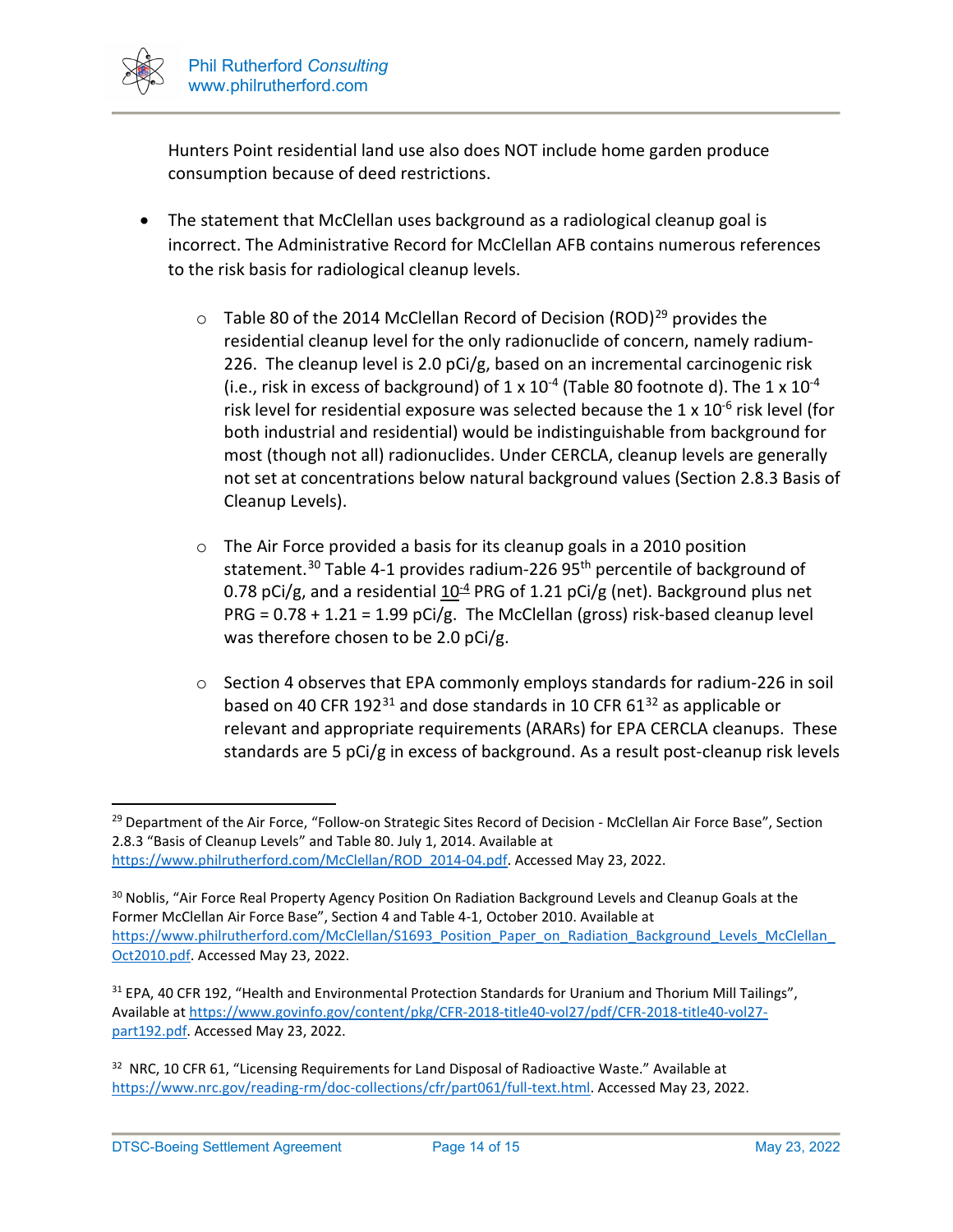Hunters Point residential land use also does NOT include home garden produce consumption because of deed restrictions.

- The statement that McClellan uses background as a radiological cleanup goal is incorrect. The Administrative Record for McClellan AFB contains numerous references to the risk basis for radiological cleanup levels.

  - Table 80 of the 2014 McClellan Record of Decision (ROD)[29] provides the residential cleanup level for the only radionuclide of concern, namely radium-226. The cleanup level is 2.0 pCi/g, based on an incremental carcinogenic risk (i.e., risk in excess of background) of $1 \times 10^{-4}$ (Table 80 footnote d). The $1 \times 10^{-4}$ risk level for residential exposure was selected because the $1 \times 10^{-6}$ risk level (for both industrial and residential) would be indistinguishable from background for most (though not all) radionuclides. Under CERCLA, cleanup levels are generally not set at concentrations below natural background values (Section 2.8.3 Basis of Cleanup Levels).

  - The Air Force provided a basis for its cleanup goals in a 2010 position statement.[30] Table 4-1 provides radium-226 95th percentile of background of 0.78 pCi/g, and a residential $\underline{10^{-4}}$ PRG of 1.21 pCi/g (net). Background plus net PRG = 0.78 + 1.21 = 1.99 pCi/g. The McClellan (gross) risk-based cleanup level was therefore chosen to be 2.0 pCi/g.

  - Section 4 observes that EPA commonly employs standards for radium-226 in soil based on 40 CFR 192[31] and dose standards in 10 CFR 61[32] as applicable or relevant and appropriate requirements (ARARs) for EPA CERCLA cleanups. These standards are 5 pCi/g in excess of background. As a result post-cleanup risk levels

---

[29] Department of the Air Force, "Follow-on Strategic Sites Record of Decision - McClellan Air Force Base", Section 2.8.3 "Basis of Cleanup Levels" and Table 80. July 1, 2014. Available at https://www.philrutherford.com/McClellan/ROD_2014-04.pdf. Accessed May 23, 2022.

[30] Noblis, "Air Force Real Property Agency Position On Radiation Background Levels and Cleanup Goals at the Former McClellan Air Force Base", Section 4 and Table 4-1, October 2010. Available at https://www.philrutherford.com/McClellan/S1693_Position_Paper_on_Radiation_Background_Levels_McClellan_Oct2010.pdf. Accessed May 23, 2022.

[31] EPA, 40 CFR 192, "Health and Environmental Protection Standards for Uranium and Thorium Mill Tailings", Available at https://www.govinfo.gov/content/pkg/CFR-2018-title40-vol27/pdf/CFR-2018-title40-vol27-part192.pdf. Accessed May 23, 2022.

[32] NRC, 10 CFR 61, "Licensing Requirements for Land Disposal of Radioactive Waste." Available at https://www.nrc.gov/reading-rm/doc-collections/cfr/part061/full-text.html. Accessed May 23, 2022.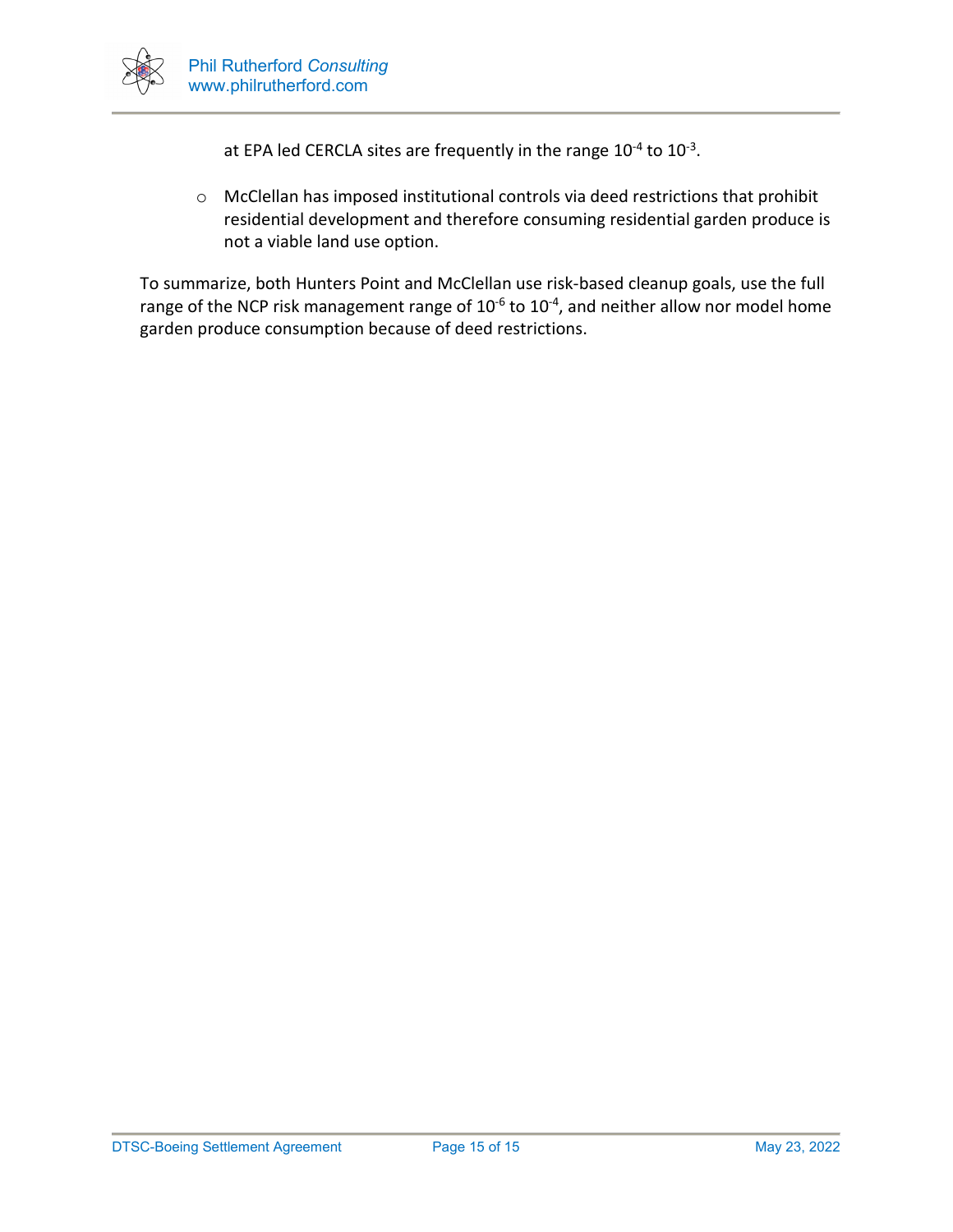at EPA led CERCLA sites are frequently in the range $10^{-4}$ to $10^{-3}$.

- McClellan has imposed institutional controls via deed restrictions that prohibit residential development and therefore consuming residential garden produce is not a viable land use option.

To summarize, both Hunters Point and McClellan use risk-based cleanup goals, use the full range of the NCP risk management range of $10^{-6}$ to $10^{-4}$, and neither allow nor model home garden produce consumption because of deed restrictions.